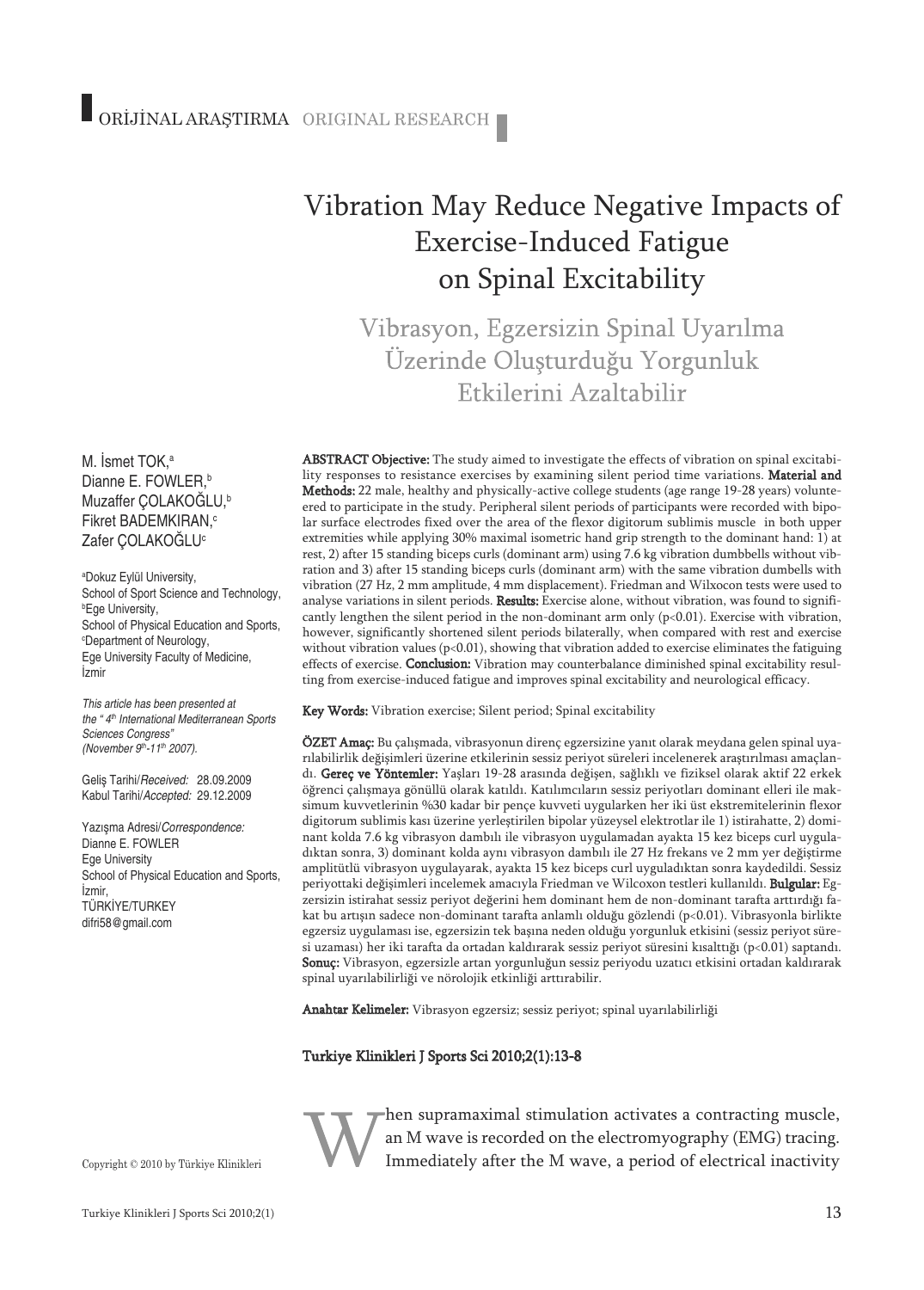ORİJİNAL ARAŞTIRMA ORIGINAL RESEARCH

# Vibration May Reduce Negative Impacts of Exercise-Induced Fatigue on Spinal Excitability

## Vibrasyon, Egzersizin Spinal Uyarılma Üzerinde Oluşturduğu Yorgunluk Etkilerini Azaltabilir

M. İsmet TOK,[a]
Dianne E. FOWLER,[b]
Muzaffer ÇOLAKOĞLU,[b]
Fikret BADEMKIRAN,[c]
Zafer ÇOLAKOĞLU[c]

[a]Dokuz Eylül University, School of Sport Science and Technology,
[b]Ege University, School of Physical Education and Sports,
[c]Department of Neurology, Ege University Faculty of Medicine, İzmir

*This article has been presented at the "4[th] International Mediterranean Sports Sciences Congress" (November 9[th]-11[th] 2007).*

Geliş Tarihi/*Received:* 28.09.2009
Kabul Tarihi/*Accepted:* 29.12.2009

Yazışma Adresi/*Correspondence:*
Dianne E. FOWLER
Ege University
School of Physical Education and Sports,
İzmir,
TÜRKİYE/TURKEY
difri58@gmail.com

**ABSTRACT Objective:** The study aimed to investigate the effects of vibration on spinal excitability responses to resistance exercises by examining silent period time variations. **Material and Methods:** 22 male, healthy and physically-active college students (age range 19-28 years) volunteered to participate in the study. Peripheral silent periods of participants were recorded with bipolar surface electrodes fixed over the area of the flexor digitorum sublimis muscle in both upper extremities while applying 30% maximal isometric hand grip strength to the dominant hand: 1) at rest, 2) after 15 standing biceps curls (dominant arm) using 7.6 kg vibration dumbbells without vibration and 3) after 15 standing biceps curls (dominant arm) with the same vibration dumbells with vibration (27 Hz, 2 mm amplitude, 4 mm displacement). Friedman and Wilxocon tests were used to analyse variations in silent periods. **Results:** Exercise alone, without vibration, was found to significantly lengthen the silent period in the non-dominant arm only ($p<0.01$). Exercise with vibration, however, significantly shortened silent periods bilaterally, when compared with rest and exercise without vibration values ($p<0.01$), showing that vibration added to exercise eliminates the fatiguing effects of exercise. **Conclusion:** Vibration may counterbalance diminished spinal excitability resulting from exercise-induced fatigue and improves spinal excitability and neurological efficacy.

**Key Words:** Vibration exercise; Silent period; Spinal excitability

**ÖZET Amaç:** Bu çalışmada, vibrasyonun direnç egzersizine yanıt olarak meydana gelen spinal uyarılabilirlik değişimleri üzerine etkilerinin sessiz periyot süreleri incelenerek araştırılması amaçlandı. **Gereç ve Yöntemler:** Yaşları 19-28 arasında değişen, sağlıklı ve fiziksel olarak aktif 22 erkek öğrenci çalışmaya gönüllü olarak katıldı. Katılımcıların sessiz periyotları dominant elleri ile maksimum kuvvetlerinin %30 kadar bir pençe kuvveti uygularken her iki üst ekstremitelerinin flexor digitorum sublimis kası üzerine yerleştirilen bipolar yüzeysel elektrotlar ile 1) istirahatte, 2) dominant kolda 7.6 kg vibrasyon dambılı ile vibrasyon uygulamadan ayakta 15 kez biceps curl uyguladıktan sonra, 3) dominant kolda aynı vibrasyon dambılı ile 27 Hz frekans ve 2 mm yer değiştirme amplitütlü vibrasyon uygulayarak, ayakta 15 kez biceps curl uyguladıktan sonra kaydedildi. Sessiz periyottaki değişimleri incelemek amacıyla Friedman ve Wilcoxon testleri kullanıldı. **Bulgular:** Egzersizin istirahat sessiz periyot değerini hem dominant hem de non-dominant tarafta arttırdığı fakat bu artışın sadece non-dominant tarafta anlamlı olduğu gözlendi ($p<0.01$). Vibrasyonla birlikte egzersiz uygulaması ise, egzersizin tek başına neden olduğu yorgunluk etkisini (sessiz periyot süresi uzaması) her iki tarafta da ortadan kaldırarak sessiz periyot süresini kısalttığı ($p<0.01$) saptandı. **Sonuç:** Vibrasyon, egzersizle artan yorgunluğun sessiz periyodu uzatıcı etkisini ortadan kaldırarak spinal uyarılabilirliği ve nörolojik etkinliği arttırabilir.

**Anahtar Kelimeler:** Vibrasyon egzersiz; sessiz periyot; spinal uyarılabilirliği

**Turkiye Klinikleri J Sports Sci 2010;2(1):13-8**

When supramaximal stimulation activates a contracting muscle, an M wave is recorded on the electromyography (EMG) tracing. Immediately after the M wave, a period of electrical inactivity

Copyright © 2010 by Türkiye Klinikleri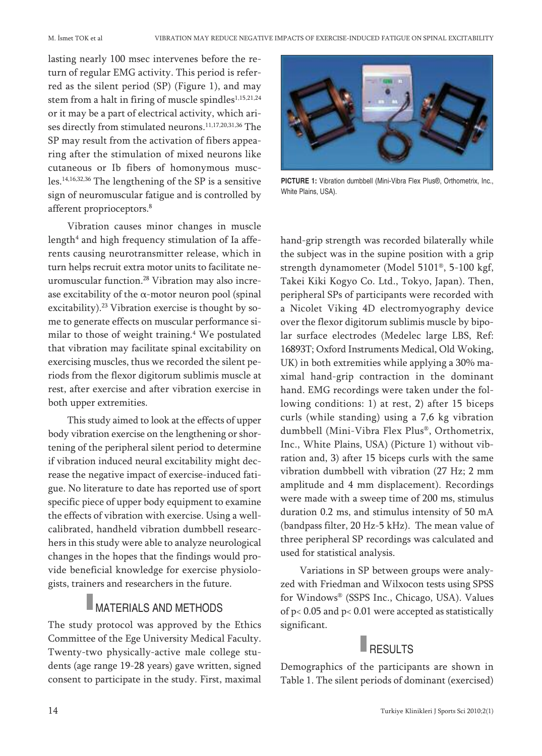lasting nearly 100 msec intervenes before the return of regular EMG activity. This period is referred as the silent period (SP) (Figure 1), and may stem from a halt in firing of muscle spindles[1,15,21,24] or it may be a part of electrical activity, which arises directly from stimulated neurons.[11,17,20,31,36] The SP may result from the activation of fibers appearing after the stimulation of mixed neurons like cutaneous or Ib fibers of homonymous muscles.[14,16,32,36] The lengthening of the SP is a sensitive sign of neuromuscular fatigue and is controlled by afferent proprioceptors.[8]

Vibration causes minor changes in muscle length[4] and high frequency stimulation of Ia afferents causing neurotransmitter release, which in turn helps recruit extra motor units to facilitate neuromuscular function.[28] Vibration may also increase excitability of the $\alpha$-motor neuron pool (spinal excitability).[23] Vibration exercise is thought by some to generate effects on muscular performance similar to those of weight training.[4] We postulated that vibration may facilitate spinal excitability on exercising muscles, thus we recorded the silent periods from the flexor digitorum sublimis muscle at rest, after exercise and after vibration exercise in both upper extremities.

This study aimed to look at the effects of upper body vibration exercise on the lengthening or shortening of the peripheral silent period to determine if vibration induced neural excitability might decrease the negative impact of exercise-induced fatigue. No literature to date has reported use of sport specific piece of upper body equipment to examine the effects of vibration with exercise. Using a well-calibrated, handheld vibration dumbbell researchers in this study were able to analyze neurological changes in the hopes that the findings would provide beneficial knowledge for exercise physiologists, trainers and researchers in the future.

## MATERIALS AND METHODS

The study protocol was approved by the Ethics Committee of the Ege University Medical Faculty. Twenty-two physically-active male college students (age range 19-28 years) gave written, signed consent to participate in the study. First, maximal hand-grip strength was recorded bilaterally while the subject was in the supine position with a grip strength dynamometer (Model 5101®, 5-100 kgf, Takei Kiki Kogyo Co. Ltd., Tokyo, Japan). Then, peripheral SPs of participants were recorded with a Nicolet Viking 4D electromyography device over the flexor digitorum sublimis muscle by bipolar surface electrodes (Medelec large LBS, Ref: 16893T; Oxford Instruments Medical, Old Woking, UK) in both extremities while applying a 30% maximal hand-grip contraction in the dominant hand. EMG recordings were taken under the following conditions: 1) at rest, 2) after 15 biceps curls (while standing) using a 7,6 kg vibration dumbbell (Mini-Vibra Flex Plus®, Orthometrix, Inc., White Plains, USA) (Picture 1) without vibration and, 3) after 15 biceps curls with the same vibration dumbbell with vibration (27 Hz; 2 mm amplitude and 4 mm displacement). Recordings were made with a sweep time of 200 ms, stimulus duration 0.2 ms, and stimulus intensity of 50 mA (bandpass filter, 20 Hz-5 kHz). The mean value of three peripheral SP recordings was calculated and used for statistical analysis.

**PICTURE 1:** Vibration dumbbell (Mini-Vibra Flex Plus®, Orthometrix, Inc., White Plains, USA).

Variations in SP between groups were analyzed with Friedman and Wilxocon tests using SPSS for Windows® (SSPS Inc., Chicago, USA). Values of $p < 0.05$ and $p < 0.01$ were accepted as statistically significant.

## RESULTS

Demographics of the participants are shown in Table 1. The silent periods of dominant (exercised)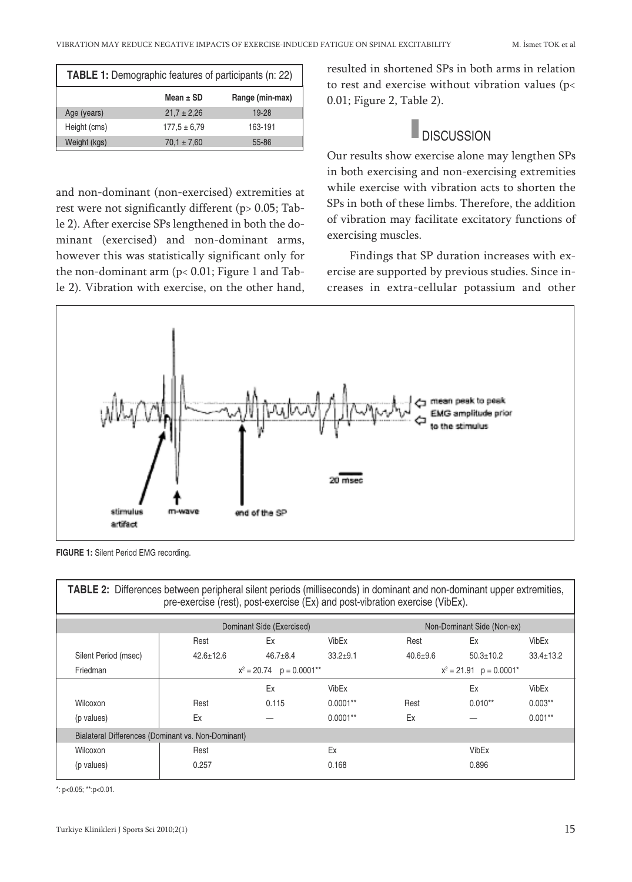**TABLE 1:** Demographic features of participants (n: 22)

| | Mean ± SD | Range (min-max) |
|---|---|---|
| Age (years) | 21,7 ± 2,26 | 19-28 |
| Height (cms) | 177,5 ± 6,79 | 163-191 |
| Weight (kgs) | 70,1 ± 7,60 | 55-86 |

and non-dominant (non-exercised) extremities at rest were not significantly different ($p > 0.05$; Table 2). After exercise SPs lengthened in both the dominant (exercised) and non-dominant arms, however this was statistically significant only for the non-dominant arm ($p < 0.01$; Figure 1 and Table 2). Vibration with exercise, on the other hand, resulted in shortened SPs in both arms in relation to rest and exercise without vibration values ($p < 0.01$; Figure 2, Table 2).

## DISCUSSION

Our results show exercise alone may lengthen SPs in both exercising and non-exercising extremities while exercise with vibration acts to shorten the SPs in both of these limbs. Therefore, the addition of vibration may facilitate excitatory functions of exercising muscles.

Findings that SP duration increases with exercise are supported by previous studies. Since increases in extra-cellular potassium and other

**FIGURE 1:** Silent Period EMG recording.

**TABLE 2:** Differences between peripheral silent periods (milliseconds) in dominant and non-dominant upper extremities, pre-exercise (rest), post-exercise (Ex) and post-vibration exercise (VibEx).

| | Dominant Side (Exercised) | | | Non-Dominant Side (Non-ex) | | |
|---|---|---|---|---|---|---|
| | Rest | Ex | VibEx | Rest | Ex | VibEx |
| Silent Period (msec) | 42.6±12.6 | 46.7±8.4 | 33.2±9.1 | 40.6±9.6 | 50.3±10.2 | 33.4±13.2 |
| Friedman | $x^2 = 20.74$ $p = 0.0001$** | | | $x^2 = 21.91$ $p = 0.0001$* | | |
| | | Ex | VibEx | | Ex | VibEx |
| Wilcoxon | Rest | 0.115 | 0.0001** | Rest | 0.010** | 0.003** |
| (p values) | Ex | — | 0.0001** | Ex | — | 0.001** |
| Bialateral Differences (Dominant vs. Non-Dominant) | | | | | | |
| Wilcoxon | Rest | | Ex | | VibEx | |
| (p values) | 0.257 | | 0.168 | | 0.896 | |

*: p<0.05; **:p<0.01.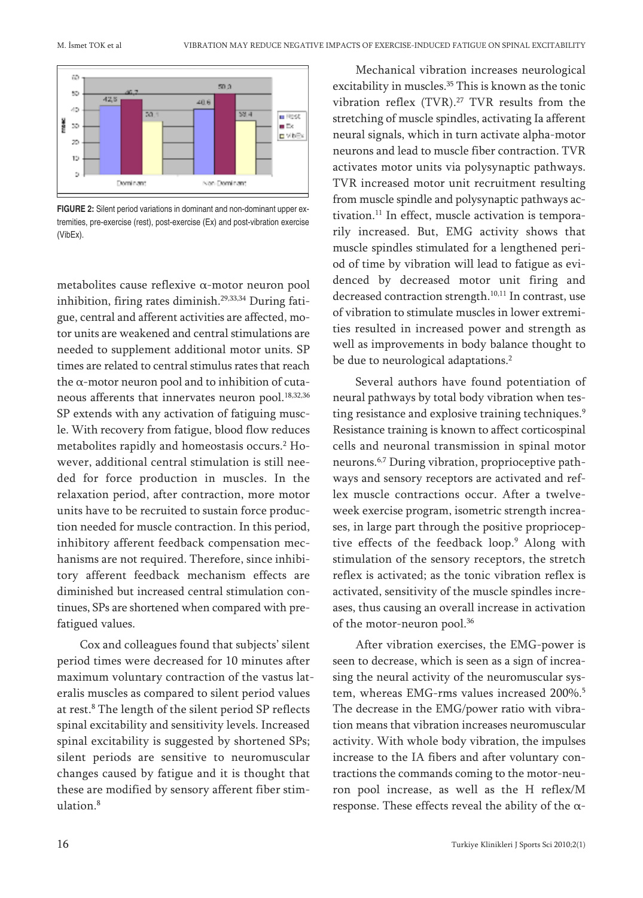FIGURE 2: Silent period variations in dominant and non-dominant upper extremities, pre-exercise (rest), post-exercise (Ex) and post-vibration exercise (VibEx).

metabolites cause reflexive α-motor neuron pool inhibition, firing rates diminish.[29,33,34] During fatigue, central and afferent activities are affected, motor units are weakened and central stimulations are needed to supplement additional motor units. SP times are related to central stimulus rates that reach the α-motor neuron pool and to inhibition of cutaneous afferents that innervates neuron pool.[18,32,36] SP extends with any activation of fatiguing muscle. With recovery from fatigue, blood flow reduces metabolites rapidly and homeostasis occurs.[2] However, additional central stimulation is still needed for force production in muscles. In the relaxation period, after contraction, more motor units have to be recruited to sustain force production needed for muscle contraction. In this period, inhibitory afferent feedback compensation mechanisms are not required. Therefore, since inhibitory afferent feedback mechanism effects are diminished but increased central stimulation continues, SPs are shortened when compared with pre-fatigued values.

Cox and colleagues found that subjects' silent period times were decreased for 10 minutes after maximum voluntary contraction of the vastus lateralis muscles as compared to silent period values at rest.[8] The length of the silent period SP reflects spinal excitability and sensitivity levels. Increased spinal excitability is suggested by shortened SPs; silent periods are sensitive to neuromuscular changes caused by fatigue and it is thought that these are modified by sensory afferent fiber stimulation.[8]

Mechanical vibration increases neurological excitability in muscles.[35] This is known as the tonic vibration reflex (TVR).[27] TVR results from the stretching of muscle spindles, activating Ia afferent neural signals, which in turn activate alpha-motor neurons and lead to muscle fiber contraction. TVR activates motor units via polysynaptic pathways. TVR increased motor unit recruitment resulting from muscle spindle and polysynaptic pathways activation.[11] In effect, muscle activation is temporarily increased. But, EMG activity shows that muscle spindles stimulated for a lengthened period of time by vibration will lead to fatigue as evidenced by decreased motor unit firing and decreased contraction strength.[10,11] In contrast, use of vibration to stimulate muscles in lower extremities resulted in increased power and strength as well as improvements in body balance thought to be due to neurological adaptations.[2]

Several authors have found potentiation of neural pathways by total body vibration when testing resistance and explosive training techniques.[9] Resistance training is known to affect corticospinal cells and neuronal transmission in spinal motor neurons.[6,7] During vibration, proprioceptive pathways and sensory receptors are activated and reflex muscle contractions occur. After a twelve-week exercise program, isometric strength increases, in large part through the positive proprioceptive effects of the feedback loop.[9] Along with stimulation of the sensory receptors, the stretch reflex is activated; as the tonic vibration reflex is activated, sensitivity of the muscle spindles increases, thus causing an overall increase in activation of the motor-neuron pool.[36]

After vibration exercises, the EMG-power is seen to decrease, which is seen as a sign of increasing the neural activity of the neuromuscular system, whereas EMG-rms values increased 200%.[5] The decrease in the EMG/power ratio with vibration means that vibration increases neuromuscular activity. With whole body vibration, the impulses increase to the IA fibers and after voluntary contractions the commands coming to the motor-neuron pool increase, as well as the H reflex/M response. These effects reveal the ability of the α-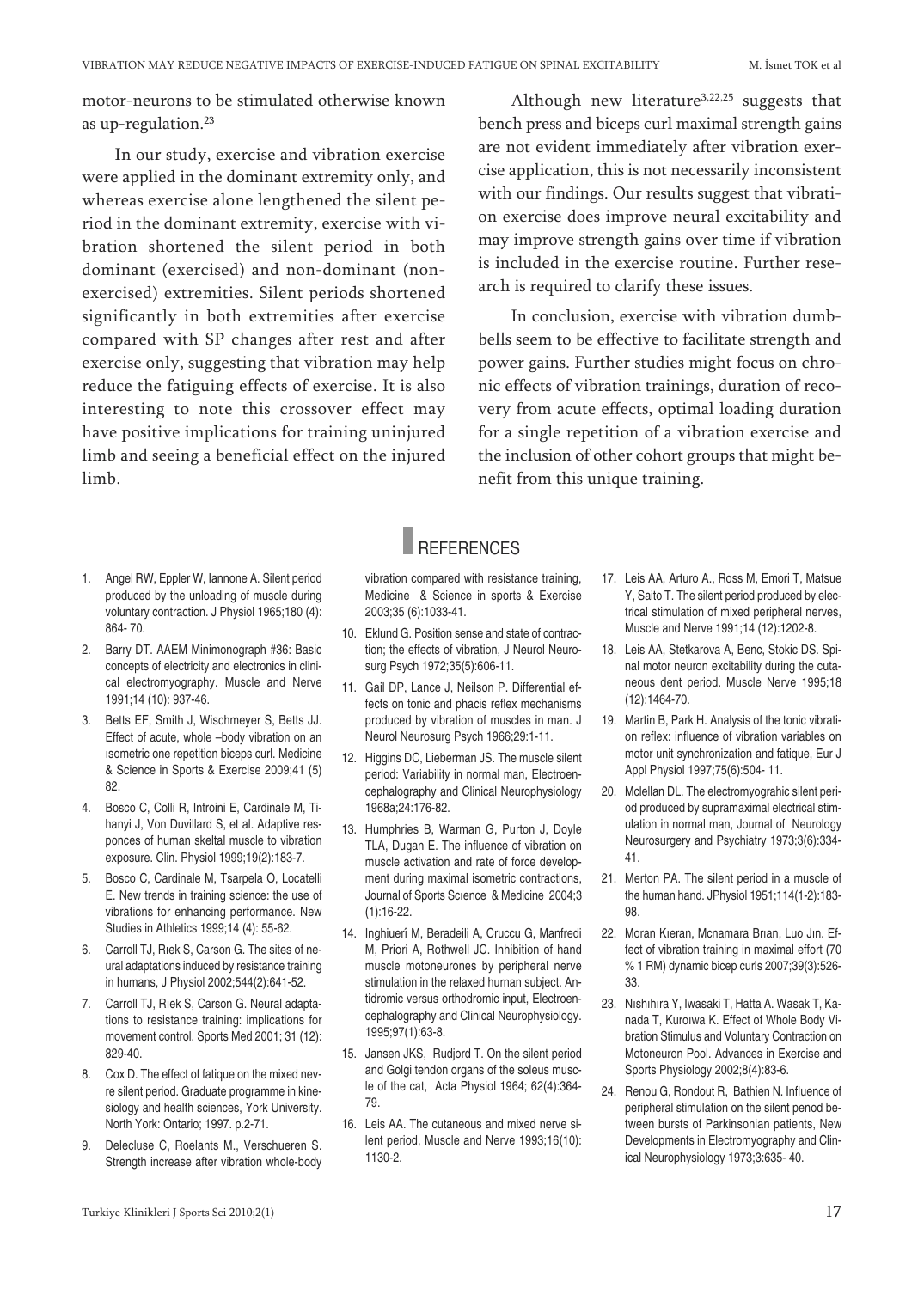motor-neurons to be stimulated otherwise known as up-regulation.[23]

In our study, exercise and vibration exercise were applied in the dominant extremity only, and whereas exercise alone lengthened the silent period in the dominant extremity, exercise with vibration shortened the silent period in both dominant (exercised) and non-dominant (non-exercised) extremities. Silent periods shortened significantly in both extremities after exercise compared with SP changes after rest and after exercise only, suggesting that vibration may help reduce the fatiguing effects of exercise. It is also interesting to note this crossover effect may have positive implications for training uninjured limb and seeing a beneficial effect on the injured limb.

Although new literature[3,22,25] suggests that bench press and biceps curl maximal strength gains are not evident immediately after vibration exercise application, this is not necessarily inconsistent with our findings. Our results suggest that vibration exercise does improve neural excitability and may improve strength gains over time if vibration is included in the exercise routine. Further research is required to clarify these issues.

In conclusion, exercise with vibration dumbbells seem to be effective to facilitate strength and power gains. Further studies might focus on chronic effects of vibration trainings, duration of recovery from acute effects, optimal loading duration for a single repetition of a vibration exercise and the inclusion of other cohort groups that might benefit from this unique training.

## REFERENCES

1. Angel RW, Eppler W, Iannone A. Silent period produced by the unloading of muscle during voluntary contraction. J Physiol 1965;180 (4): 864- 70.
2. Barry DT. AAEM Minimonograph #36: Basic concepts of electricity and electronics in clinical electromyography. Muscle and Nerve 1991;14 (10): 937-46.
3. Betts EF, Smith J, Wischmeyer S, Betts JJ. Effect of acute, whole –body vibration on an ısometric one repetition biceps curl. Medicine & Science in Sports & Exercise 2009;41 (5) 82.
4. Bosco C, Colli R, Introini E, Cardinale M, Tihanyi J, Von Duvillard S, et al. Adaptive responces of human skeltal muscle to vibration exposure. Clin. Physiol 1999;19(2):183-7.
5. Bosco C, Cardinale M, Tsarpela O, Locatelli E. New trends in training science: the use of vibrations for enhancing performance. New Studies in Athletics 1999;14 (4): 55-62.
6. Carroll TJ, Rıek S, Carson G. The sites of neural adaptations induced by resistance training in humans, J Physiol 2002;544(2):641-52.
7. Carroll TJ, Rıek S, Carson G. Neural adaptations to resistance training: implications for movement control. Sports Med 2001; 31 (12): 829-40.
8. Cox D. The effect of fatigue on the mixed nevre silent period. Graduate programme in kinesiology and health sciences, York University. North York: Ontario; 1997. p.2-71.
9. Delecluse C, Roelants M., Verschueren S. Strength increase after vibration whole-body vibration compared with resistance training, Medicine & Science in sports & Exercise 2003;35 (6):1033-41.
10. Eklund G. Position sense and state of contraction; the effects of vibration, J Neurol Neurosurg Psych 1972;35(5):606-11.
11. Gail DP, Lance J, Neilson P. Differential effects on tonic and phacis reflex mechanisms produced by vibration of muscles in man. J Neurol Neurosurg Psych 1966;29:1-11.
12. Higgins DC, Lieberman JS. The muscle silent period: Variability in normal man, Electroencephalography and Clinical Neurophysiology 1968a;24:176-82.
13. Humphries B, Warman G, Purton J, Doyle TLA, Dugan E. The influence of vibration on muscle activation and rate of force development during maximal isometric contractions, Journal of Sports Scıence & Medicine 2004;3 (1):16-22.
14. Inghiuerî M, Beradeili A, Cruccu G, Manfredi M, Priori A, Rothwell JC. Inhibition of hand muscle motoneurones by peripheral nerve stimulation in the relaxed hurnan subject. Antidromic versus orthodromic input, Electroencephalography and Clinical Neurophysiology. 1995;97(1):63-8.
15. Jansen JKS, Rudjord T. On the silent period and Golgi tendon organs of the soleus muscle of the cat, Acta Physiol 1964; 62(4):364-79.
16. Leis AA. The cutaneous and mixed nerve silent period, Muscle and Nerve 1993;16(10): 1130-2.
17. Leis AA, Arturo A., Ross M, Emori T, Matsue Y, Saito T. The silent period produced by electrical stimulation of mixed peripheral nerves, Muscle and Nerve 1991;14 (12):1202-8.
18. Leis AA, Stetkarova A, Benc, Stokic DS. Spinal motor neuron excitability during the cutaneous dent period. Muscle Nerve 1995;18 (12):1464-70.
19. Martin B, Park H. Analysis of the tonic vibration reflex: influence of vibration variables on motor unit synchronization and fatique, Eur J Appl Physiol 1997;75(6):504- 11.
20. Mclellan DL. The electromyograhic silent period produced by supramaximal electrical stimulation in normal man, Journal of Neurology Neurosurgery and Psychiatry 1973;3(6):334-41.
21. Merton PA. The silent period in a muscle of the human hand. JPhysiol 1951;114(1-2):183-98.
22. Moran Kıeran, Mcnamara Brıan, Luo Jın. Effect of vibration training in maximal effort (70 % 1 RM) dynamic bicep curls 2007;39(3):526-33.
23. Nıshıhıra Y, Iwasaki T, Hatta A. Wasak T, Kanada T, Kuroıwa K. Effect of Whole Body Vibration Stimulus and Voluntary Contraction on Motoneuron Pool. Advances in Exercise and Sports Physiology 2002;8(4):83-6.
24. Renou G, Rondout R, Bathien N. Influence of peripheral stimulation on the silent penod between bursts of Parkinsonian patients, New Developments in Electromyography and Clinical Neurophysiology 1973;3:635- 40.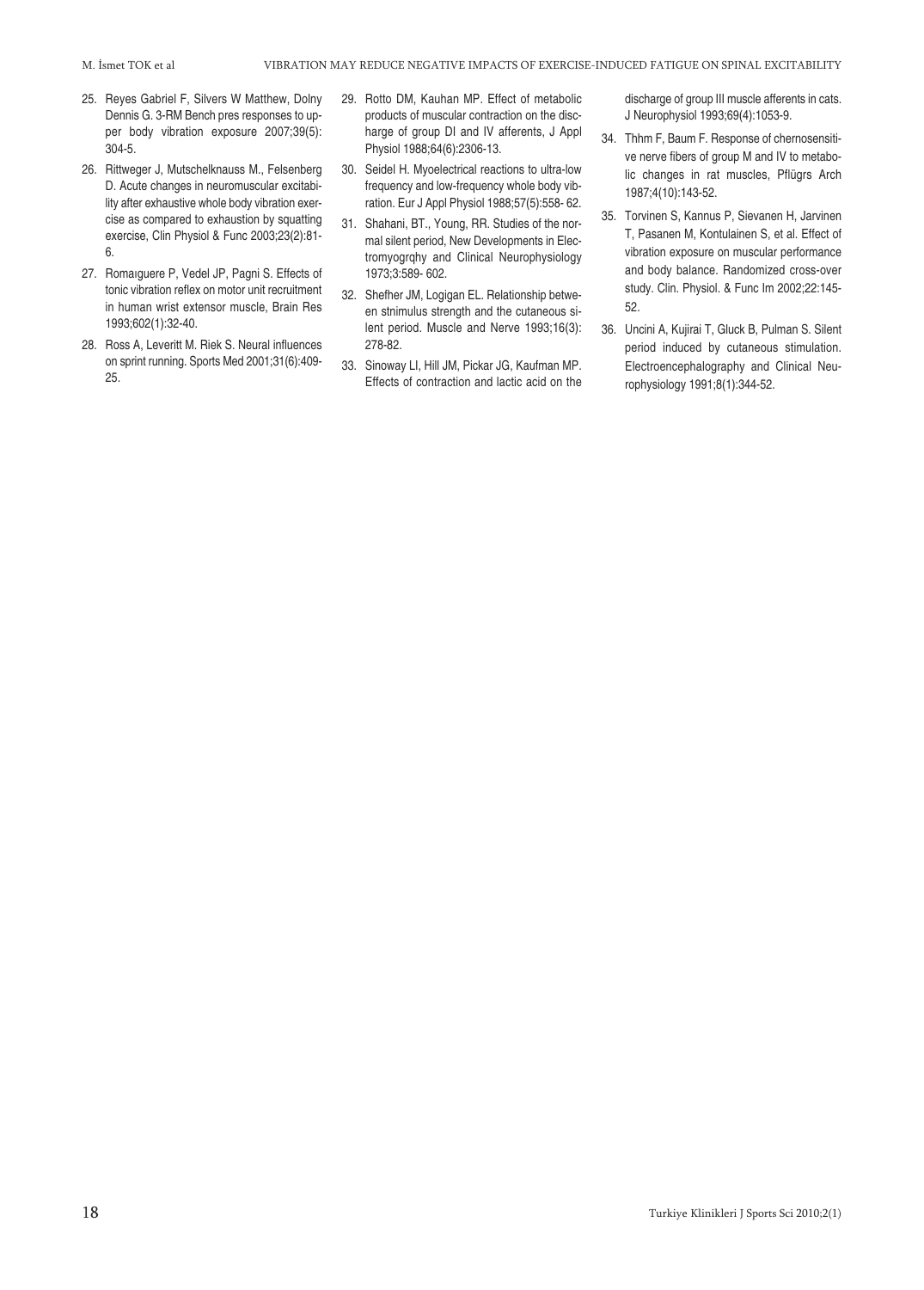25. Reyes Gabriel F, Silvers W Matthew, Dolny Dennis G. 3-RM Bench pres responses to upper body vibration exposure 2007;39(5): 304-5.
26. Rittweger J, Mutschelknauss M., Felsenberg D. Acute changes in neuromuscular excitability after exhaustive whole body vibration exercise as compared to exhaustion by squatting exercise, Clin Physiol & Func 2003;23(2):81-6.
27. Romaıguere P, Vedel JP, Pagni S. Effects of tonic vibration reflex on motor unit recruitment in human wrist extensor muscle, Brain Res 1993;602(1):32-40.
28. Ross A, Leveritt M. Riek S. Neural influences on sprint running. Sports Med 2001;31(6):409-25.
29. Rotto DM, Kauhan MP. Effect of metabolic products of muscular contraction on the discharge of group DI and IV afferents, J Appl Physiol 1988;64(6):2306-13.
30. Seidel H. Myoelectrical reactions to ultra-low frequency and low-frequency whole body vibration. Eur J Appl Physiol 1988;57(5):558- 62.
31. Shahani, BT., Young, RR. Studies of the normal silent period, New Developments in Electromyogrqhy and Clinical Neurophysiology 1973;3:589- 602.
32. Shefher JM, Logigan EL. Relationship between stnimulus strength and the cutaneous silent period. Muscle and Nerve 1993;16(3): 278-82.
33. Sinoway LI, Hill JM, Pickar JG, Kaufman MP. Effects of contraction and lactic acid on the discharge of group III muscle afferents in cats. J Neurophysiol 1993;69(4):1053-9.
34. Thhm F, Baum F. Response of chernosensitive nerve fibers of group M and IV to metabolic changes in rat muscles, Pflügrs Arch 1987;4(10):143-52.
35. Torvinen S, Kannus P, Sievanen H, Jarvinen T, Pasanen M, Kontulainen S, et al. Effect of vibration exposure on muscular performance and body balance. Randomized cross-over study. Clin. Physiol. & Func Im 2002;22:145-52.
36. Uncini A, Kujirai T, Gluck B, Pulman S. Silent period induced by cutaneous stimulation. Electroencephalography and Clinical Neurophysiology 1991;8(1):344-52.